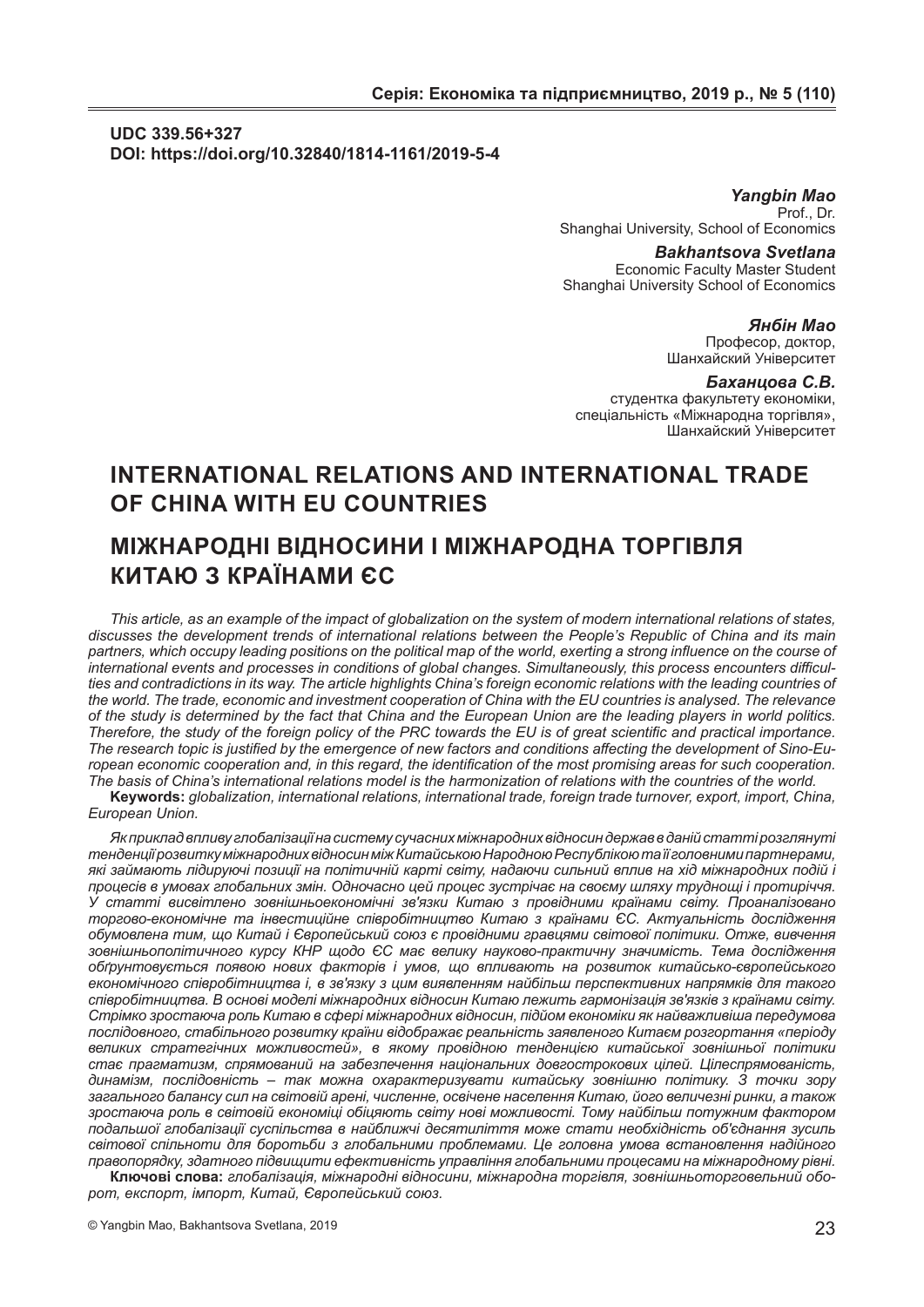**UDC 339.56+327**
**DOI: https://doi.org/10.32840/1814-1161/2019-5-4**

***Yangbin Mao***
Prof., Dr.
Shanghai University, School of Economics

***Bakhantsova Svetlana***
Economic Faculty Master Student
Shanghai University School of Economics

***Янбін Мао***
Професор, доктор,
Шанхайский Університет

***Баханцова С.В.***
студентка факультету економіки,
спеціальність «Міжнародна торгівля»,
Шанхайский Університет

# INTERNATIONAL RELATIONS AND INTERNATIONAL TRADE OF CHINA WITH EU COUNTRIES

# МІЖНАРОДНІ ВІДНОСИНИ І МІЖНАРОДНА ТОРГІВЛЯ КИТАЮ З КРАЇНАМИ ЄС

*This article, as an example of the impact of globalization on the system of modern international relations of states, discusses the development trends of international relations between the People's Republic of China and its main partners, which occupy leading positions on the political map of the world, exerting a strong influence on the course of international events and processes in conditions of global changes. Simultaneously, this process encounters difficulties and contradictions in its way. The article highlights China's foreign economic relations with the leading countries of the world. The trade, economic and investment cooperation of China with the EU countries is analysed. The relevance of the study is determined by the fact that China and the European Union are the leading players in world politics. Therefore, the study of the foreign policy of the PRC towards the EU is of great scientific and practical importance. The research topic is justified by the emergence of new factors and conditions affecting the development of Sino-European economic cooperation and, in this regard, the identification of the most promising areas for such cooperation. The basis of China's international relations model is the harmonization of relations with the countries of the world.*

**Keywords:** *globalization, international relations, international trade, foreign trade turnover, export, import, China, European Union.*

*Як приклад впливу глобалізації на систему сучасних міжнародних відносин держав в даній статті розглянуті тенденції розвитку міжнародних відносин між Китайською Народною Республікою та її головними партнерами, які займають лідируючі позиції на політичній карті світу, надаючи сильний вплив на хід міжнародних подій і процесів в умовах глобальних змін. Одночасно цей процес зустрічає на своєму шляху труднощі і протиріччя. У статті висвітлено зовнішньоекономічні зв'язки Китаю з провідними країнами світу. Проаналізовано торгово-економічне та інвестиційне співробітництво Китаю з країнами ЄС. Актуальність дослідження обумовлена тим, що Китай і Європейський союз є провідними гравцями світової політики. Отже, вивчення зовнішньополітичного курсу КНР щодо ЄС має велику науково-практичну значимість. Тема дослідження обґрунтовується появою нових факторів і умов, що впливають на розвиток китайсько-європейського економічного співробітництва і, в зв'язку з цим виявленням найбільш перспективних напрямків для такого співробітництва. В основі моделі міжнародних відносин Китаю лежить гармонізація зв'язків з країнами світу. Стрімко зростаюча роль Китаю в сфері міжнародних відносин, підйом економіки як найважливіша передумова послідовного, стабільного розвитку країни відображає реальність заявленого Китаєм розгортання «періоду великих стратегічних можливостей», в якому провідною тенденцією китайської зовнішньої політики стає прагматизм, спрямований на забезпечення національних довгострокових цілей. Цілеспрямованість, динамізм, послідовність – так можна охарактеризувати китайську зовнішню політику. З точки зору загального балансу сил на світовій арені, численне, освічене населення Китаю, його величезні ринки, а також зростаюча роль в світовій економіці обіцяють світу нові можливості. Тому найбільш потужним фактором подальшої глобалізації суспільства в найближчі десятиліття може стати необхідність об'єднання зусиль світової спільноти для боротьби з глобальними проблемами. Це головна умова встановлення надійного правопорядку, здатного підвищити ефективність управління глобальними процесами на міжнародному рівні.*

**Ключові слова:** *глобалізація, міжнародні відносини, міжнародна торгівля, зовнішньоторговельний оборот, експорт, імпорт, Китай, Європейський союз.*

© Yangbin Mao, Bakhantsova Svetlana, 2019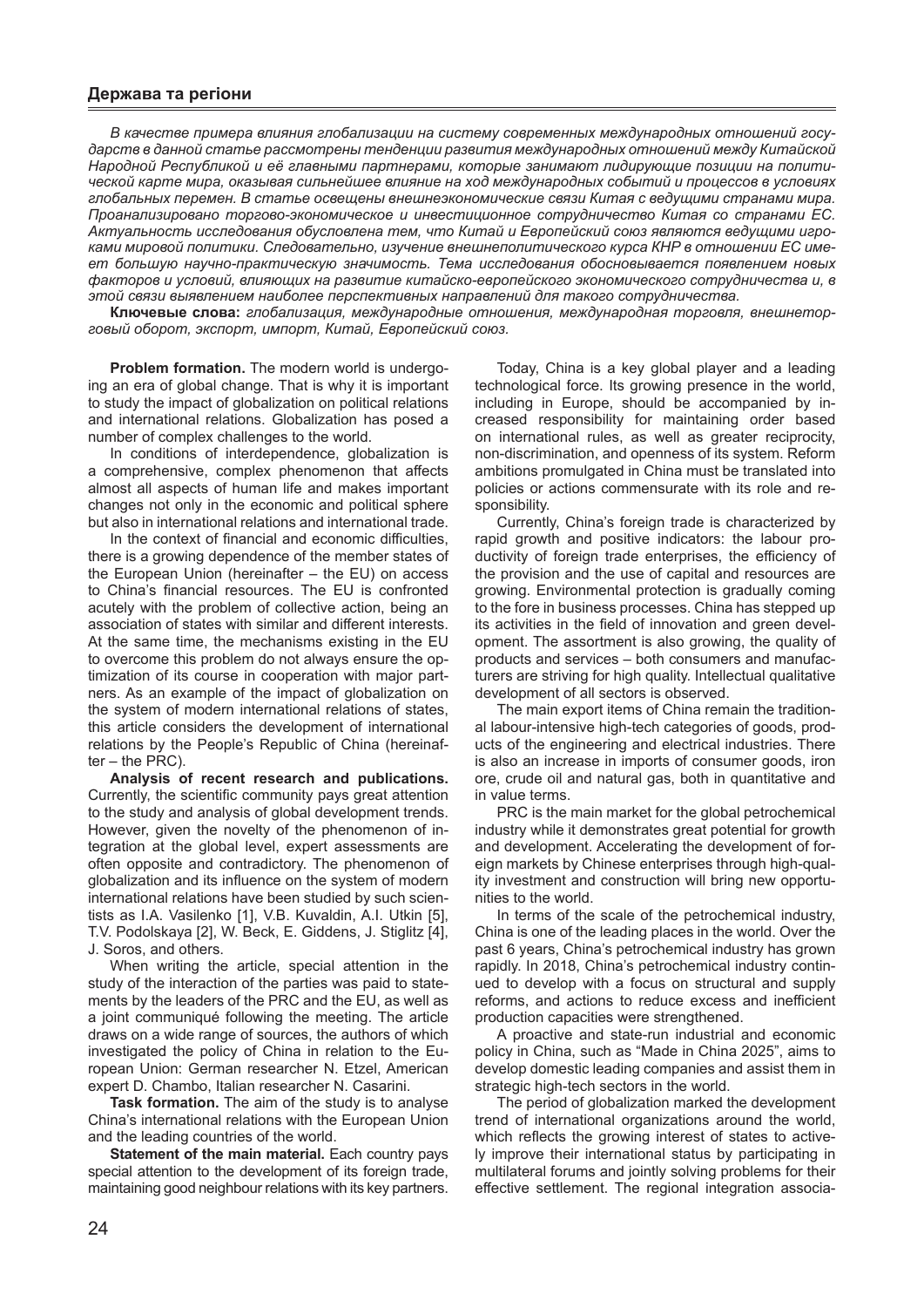*В качестве примера влияния глобализации на систему современных международных отношений государств в данной статье рассмотрены тенденции развития международных отношений между Китайской Народной Республикой и её главными партнерами, которые занимают лидирующие позиции на политической карте мира, оказывая сильнейшее влияние на ход международных событий и процессов в условиях глобальных перемен. В статье освещены внешнеэкономические связи Китая с ведущими странами мира. Проанализировано торгово-экономическое и инвестиционное сотрудничество Китая со странами ЕС. Актуальность исследования обусловлена тем, что Китай и Европейский союз являются ведущими игроками мировой политики. Следовательно, изучение внешнеполитического курса КНР в отношении ЕС имеет большую научно-практическую значимость. Тема исследования обосновывается появлением новых факторов и условий, влияющих на развитие китайско-европейского экономического сотрудничества и, в этой связи выявлением наиболее перспективных направлений для такого сотрудничества.*

**Ключевые слова:** *глобализация, международные отношения, международная торговля, внешнеторговый оборот, экспорт, импорт, Китай, Европейский союз.*

**Problem formation.** The modern world is undergoing an era of global change. That is why it is important to study the impact of globalization on political relations and international relations. Globalization has posed a number of complex challenges to the world.

In conditions of interdependence, globalization is a comprehensive, complex phenomenon that affects almost all aspects of human life and makes important changes not only in the economic and political sphere but also in international relations and international trade.

In the context of financial and economic difficulties, there is a growing dependence of the member states of the European Union (hereinafter – the EU) on access to China's financial resources. The EU is confronted acutely with the problem of collective action, being an association of states with similar and different interests. At the same time, the mechanisms existing in the EU to overcome this problem do not always ensure the optimization of its course in cooperation with major partners. As an example of the impact of globalization on the system of modern international relations of states, this article considers the development of international relations by the People's Republic of China (hereinafter – the PRC).

**Analysis of recent research and publications.** Currently, the scientific community pays great attention to the study and analysis of global development trends. However, given the novelty of the phenomenon of integration at the global level, expert assessments are often opposite and contradictory. The phenomenon of globalization and its influence on the system of modern international relations have been studied by such scientists as I.A. Vasilenko [1], V.B. Kuvaldin, A.I. Utkin [5], T.V. Podolskaya [2], W. Beck, E. Giddens, J. Stiglitz [4], J. Soros, and others.

When writing the article, special attention in the study of the interaction of the parties was paid to statements by the leaders of the PRC and the EU, as well as a joint communiqué following the meeting. The article draws on a wide range of sources, the authors of which investigated the policy of China in relation to the European Union: German researcher N. Etzel, American expert D. Chambo, Italian researcher N. Casarini.

**Task formation.** The aim of the study is to analyse China's international relations with the European Union and the leading countries of the world.

**Statement of the main material.** Each country pays special attention to the development of its foreign trade, maintaining good neighbour relations with its key partners.

Today, China is a key global player and a leading technological force. Its growing presence in the world, including in Europe, should be accompanied by increased responsibility for maintaining order based on international rules, as well as greater reciprocity, non-discrimination, and openness of its system. Reform ambitions promulgated in China must be translated into policies or actions commensurate with its role and responsibility.

Currently, China's foreign trade is characterized by rapid growth and positive indicators: the labour productivity of foreign trade enterprises, the efficiency of the provision and the use of capital and resources are growing. Environmental protection is gradually coming to the fore in business processes. China has stepped up its activities in the field of innovation and green development. The assortment is also growing, the quality of products and services – both consumers and manufacturers are striving for high quality. Intellectual qualitative development of all sectors is observed.

The main export items of China remain the traditional labour-intensive high-tech categories of goods, products of the engineering and electrical industries. There is also an increase in imports of consumer goods, iron ore, crude oil and natural gas, both in quantitative and in value terms.

PRC is the main market for the global petrochemical industry while it demonstrates great potential for growth and development. Accelerating the development of foreign markets by Chinese enterprises through high-quality investment and construction will bring new opportunities to the world.

In terms of the scale of the petrochemical industry, China is one of the leading places in the world. Over the past 6 years, China's petrochemical industry has grown rapidly. In 2018, China's petrochemical industry continued to develop with a focus on structural and supply reforms, and actions to reduce excess and inefficient production capacities were strengthened.

A proactive and state-run industrial and economic policy in China, such as "Made in China 2025", aims to develop domestic leading companies and assist them in strategic high-tech sectors in the world.

The period of globalization marked the development trend of international organizations around the world, which reflects the growing interest of states to actively improve their international status by participating in multilateral forums and jointly solving problems for their effective settlement. The regional integration associa-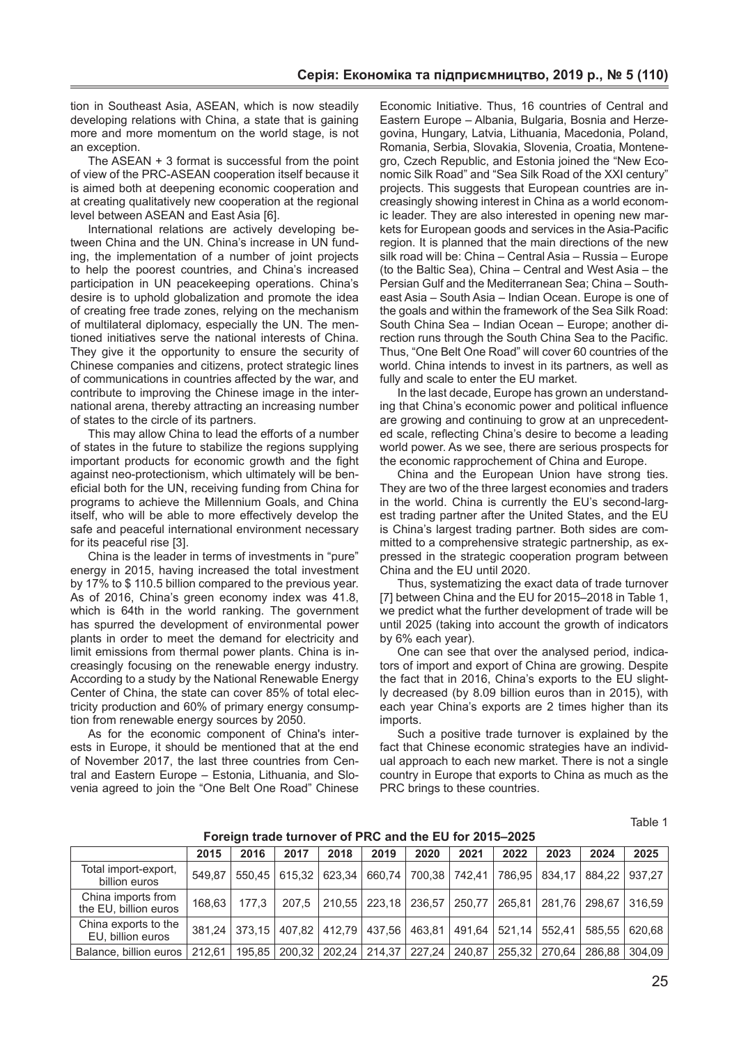tion in Southeast Asia, ASEAN, which is now steadily developing relations with China, a state that is gaining more and more momentum on the world stage, is not an exception.

The ASEAN + 3 format is successful from the point of view of the PRC-ASEAN cooperation itself because it is aimed both at deepening economic cooperation and at creating qualitatively new cooperation at the regional level between ASEAN and East Asia [6].

International relations are actively developing between China and the UN. China's increase in UN funding, the implementation of a number of joint projects to help the poorest countries, and China's increased participation in UN peacekeeping operations. China's desire is to uphold globalization and promote the idea of creating free trade zones, relying on the mechanism of multilateral diplomacy, especially the UN. The mentioned initiatives serve the national interests of China. They give it the opportunity to ensure the security of Chinese companies and citizens, protect strategic lines of communications in countries affected by the war, and contribute to improving the Chinese image in the international arena, thereby attracting an increasing number of states to the circle of its partners.

This may allow China to lead the efforts of a number of states in the future to stabilize the regions supplying important products for economic growth and the fight against neo-protectionism, which ultimately will be beneficial both for the UN, receiving funding from China for programs to achieve the Millennium Goals, and China itself, who will be able to more effectively develop the safe and peaceful international environment necessary for its peaceful rise [3].

China is the leader in terms of investments in "pure" energy in 2015, having increased the total investment by 17% to $ 110.5 billion compared to the previous year. As of 2016, China's green economy index was 41.8, which is 64th in the world ranking. The government has spurred the development of environmental power plants in order to meet the demand for electricity and limit emissions from thermal power plants. China is increasingly focusing on the renewable energy industry. According to a study by the National Renewable Energy Center of China, the state can cover 85% of total electricity production and 60% of primary energy consumption from renewable energy sources by 2050.

As for the economic component of China's interests in Europe, it should be mentioned that at the end of November 2017, the last three countries from Central and Eastern Europe – Estonia, Lithuania, and Slovenia agreed to join the "One Belt One Road" Chinese Economic Initiative. Thus, 16 countries of Central and Eastern Europe – Albania, Bulgaria, Bosnia and Herzegovina, Hungary, Latvia, Lithuania, Macedonia, Poland, Romania, Serbia, Slovakia, Slovenia, Croatia, Montenegro, Czech Republic, and Estonia joined the "New Economic Silk Road" and "Sea Silk Road of the XXI century" projects. This suggests that European countries are increasingly showing interest in China as a world economic leader. They are also interested in opening new markets for European goods and services in the Asia-Pacific region. It is planned that the main directions of the new silk road will be: China – Central Asia – Russia – Europe (to the Baltic Sea), China – Central and West Asia – the Persian Gulf and the Mediterranean Sea; China – Southeast Asia – South Asia – Indian Ocean. Europe is one of the goals and within the framework of the Sea Silk Road: South China Sea – Indian Ocean – Europe; another direction runs through the South China Sea to the Pacific. Thus, "One Belt One Road" will cover 60 countries of the world. China intends to invest in its partners, as well as fully and scale to enter the EU market.

In the last decade, Europe has grown an understanding that China's economic power and political influence are growing and continuing to grow at an unprecedented scale, reflecting China's desire to become a leading world power. As we see, there are serious prospects for the economic rapprochement of China and Europe.

China and the European Union have strong ties. They are two of the three largest economies and traders in the world. China is currently the EU's second-largest trading partner after the United States, and the EU is China's largest trading partner. Both sides are committed to a comprehensive strategic partnership, as expressed in the strategic cooperation program between China and the EU until 2020.

Thus, systematizing the exact data of trade turnover [7] between China and the EU for 2015–2018 in Table 1, we predict what the further development of trade will be until 2025 (taking into account the growth of indicators by 6% each year).

One can see that over the analysed period, indicators of import and export of China are growing. Despite the fact that in 2016, China's exports to the EU slightly decreased (by 8.09 billion euros than in 2015), with each year China's exports are 2 times higher than its imports.

Such a positive trade turnover is explained by the fact that Chinese economic strategies have an individual approach to each new market. There is not a single country in Europe that exports to China as much as the PRC brings to these countries.

Table 1

**Foreign trade turnover of PRC and the EU for 2015–2025**

| | 2015 | 2016 | 2017 | 2018 | 2019 | 2020 | 2021 | 2022 | 2023 | 2024 | 2025 |
|---|---|---|---|---|---|---|---|---|---|---|---|
| Total import-export, billion euros | 549,87 | 550,45 | 615,32 | 623,34 | 660,74 | 700,38 | 742,41 | 786,95 | 834,17 | 884,22 | 937,27 |
| China imports from the EU, billion euros | 168,63 | 177,3 | 207,5 | 210,55 | 223,18 | 236,57 | 250,77 | 265,81 | 281,76 | 298,67 | 316,59 |
| China exports to the EU, billion euros | 381,24 | 373,15 | 407,82 | 412,79 | 437,56 | 463,81 | 491,64 | 521,14 | 552,41 | 585,55 | 620,68 |
| Balance, billion euros | 212,61 | 195,85 | 200,32 | 202,24 | 214,37 | 227,24 | 240,87 | 255,32 | 270,64 | 286,88 | 304,09 |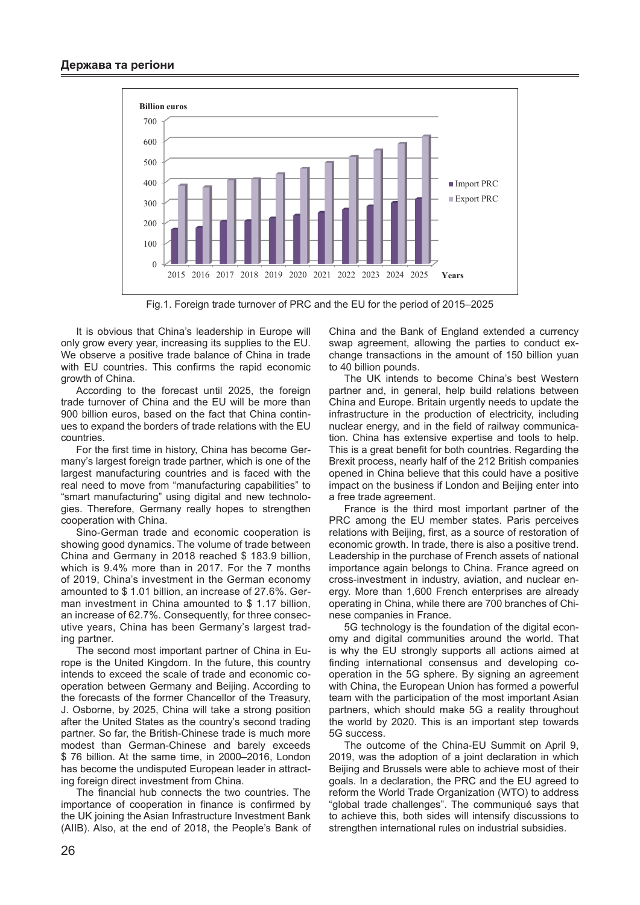Fig.1. Foreign trade turnover of PRC and the EU for the period of 2015–2025

It is obvious that China's leadership in Europe will only grow every year, increasing its supplies to the EU. We observe a positive trade balance of China in trade with EU countries. This confirms the rapid economic growth of China.

According to the forecast until 2025, the foreign trade turnover of China and the EU will be more than 900 billion euros, based on the fact that China continues to expand the borders of trade relations with the EU countries.

For the first time in history, China has become Germany's largest foreign trade partner, which is one of the largest manufacturing countries and is faced with the real need to move from "manufacturing capabilities" to "smart manufacturing" using digital and new technologies. Therefore, Germany really hopes to strengthen cooperation with China.

Sino-German trade and economic cooperation is showing good dynamics. The volume of trade between China and Germany in 2018 reached $ 183.9 billion, which is 9.4% more than in 2017. For the 7 months of 2019, China's investment in the German economy amounted to $ 1.01 billion, an increase of 27.6%. German investment in China amounted to $ 1.17 billion, an increase of 62.7%. Consequently, for three consecutive years, China has been Germany's largest trading partner.

The second most important partner of China in Europe is the United Kingdom. In the future, this country intends to exceed the scale of trade and economic cooperation between Germany and Beijing. According to the forecasts of the former Chancellor of the Treasury, J. Osborne, by 2025, China will take a strong position after the United States as the country's second trading partner. So far, the British-Chinese trade is much more modest than German-Chinese and barely exceeds $ 76 billion. At the same time, in 2000–2016, London has become the undisputed European leader in attracting foreign direct investment from China.

The financial hub connects the two countries. The importance of cooperation in finance is confirmed by the UK joining the Asian Infrastructure Investment Bank (AIIB). Also, at the end of 2018, the People's Bank of China and the Bank of England extended a currency swap agreement, allowing the parties to conduct exchange transactions in the amount of 150 billion yuan to 40 billion pounds.

The UK intends to become China's best Western partner and, in general, help build relations between China and Europe. Britain urgently needs to update the infrastructure in the production of electricity, including nuclear energy, and in the field of railway communication. China has extensive expertise and tools to help. This is a great benefit for both countries. Regarding the Brexit process, nearly half of the 212 British companies opened in China believe that this could have a positive impact on the business if London and Beijing enter into a free trade agreement.

France is the third most important partner of the PRC among the EU member states. Paris perceives relations with Beijing, first, as a source of restoration of economic growth. In trade, there is also a positive trend. Leadership in the purchase of French assets of national importance again belongs to China. France agreed on cross-investment in industry, aviation, and nuclear energy. More than 1,600 French enterprises are already operating in China, while there are 700 branches of Chinese companies in France.

5G technology is the foundation of the digital economy and digital communities around the world. That is why the EU strongly supports all actions aimed at finding international consensus and developing cooperation in the 5G sphere. By signing an agreement with China, the European Union has formed a powerful team with the participation of the most important Asian partners, which should make 5G a reality throughout the world by 2020. This is an important step towards 5G success.

The outcome of the China-EU Summit on April 9, 2019, was the adoption of a joint declaration in which Beijing and Brussels were able to achieve most of their goals. In a declaration, the PRC and the EU agreed to reform the World Trade Organization (WTO) to address "global trade challenges". The communiqué says that to achieve this, both sides will intensify discussions to strengthen international rules on industrial subsidies.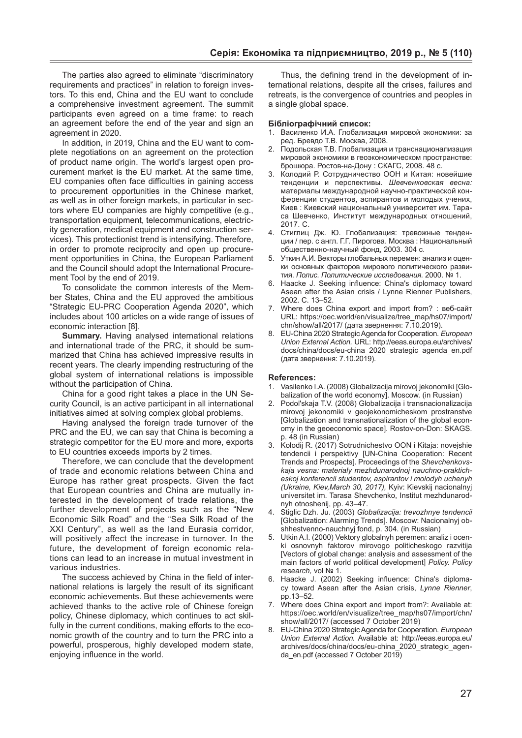The parties also agreed to eliminate "discriminatory requirements and practices" in relation to foreign investors. To this end, China and the EU want to conclude a comprehensive investment agreement. The summit participants even agreed on a time frame: to reach an agreement before the end of the year and sign an agreement in 2020.

In addition, in 2019, China and the EU want to complete negotiations on an agreement on the protection of product name origin. The world's largest open procurement market is the EU market. At the same time, EU companies often face difficulties in gaining access to procurement opportunities in the Chinese market, as well as in other foreign markets, in particular in sectors where EU companies are highly competitive (e.g., transportation equipment, telecommunications, electricity generation, medical equipment and construction services). This protectionist trend is intensifying. Therefore, in order to promote reciprocity and open up procurement opportunities in China, the European Parliament and the Council should adopt the International Procurement Tool by the end of 2019.

To consolidate the common interests of the Member States, China and the EU approved the ambitious "Strategic EU-PRC Cooperation Agenda 2020", which includes about 100 articles on a wide range of issues of economic interaction [8].

**Summary.** Having analysed international relations and international trade of the PRC, it should be summarized that China has achieved impressive results in recent years. The clearly impending restructuring of the global system of international relations is impossible without the participation of China.

China for a good right takes a place in the UN Security Council, is an active participant in all international initiatives aimed at solving complex global problems.

Having analysed the foreign trade turnover of the PRC and the EU, we can say that China is becoming a strategic competitor for the EU more and more, exports to EU countries exceeds imports by 2 times.

Therefore, we can conclude that the development of trade and economic relations between China and Europe has rather great prospects. Given the fact that European countries and China are mutually interested in the development of trade relations, the further development of projects such as the "New Economic Silk Road" and the "Sea Silk Road of the XXI Century", as well as the land Eurasia corridor, will positively affect the increase in turnover. In the future, the development of foreign economic relations can lead to an increase in mutual investment in various industries.

The success achieved by China in the field of international relations is largely the result of its significant economic achievements. But these achievements were achieved thanks to the active role of Chinese foreign policy, Chinese diplomacy, which continues to act skilfully in the current conditions, making efforts to the economic growth of the country and to turn the PRC into a powerful, prosperous, highly developed modern state, enjoying influence in the world.

Thus, the defining trend in the development of international relations, despite all the crises, failures and retreats, is the convergence of countries and peoples in a single global space.

**Бібліографічний список:**

1. Василенко И.А. Глобализация мировой экономики: за ред. Бревдо Т.В. Москва, 2008.
2. Подольская Т.В. Глобализация и транснационализация мировой экономики в геоэкономическом пространстве: брошюра. Ростов-на-Дону : СКАГС, 2008. 48 с.
3. Колодий Р. Сотрудничество ООН и Китая: новейшие тенденции и перспективы. *Шевченковская весна:* материалы международной научно-практической конференции студентов, аспирантов и молодых учених, Киев : Киевский национальный университет им. Тараса Шевченко, Институт международных отношений, 2017. С.
4. Стиглиц Дж. Ю. Глобализация: тревожные тенденции / пер. с англ. Г.Г. Пирогова. Москва : Национальный общественно-научный фонд, 2003. 304 с.
5. Уткин А.И. Векторы глобальных перемен: анализ и оценки основных факторов мирового политического развития. *Полис. Политические исследования.* 2000. № 1.
6. Haacke J. Seeking influence: China's diplomacy toward Asean after the Asian crisis / Lynne Rienner Publishers, 2002. С. 13–52.
7. Where does China export and import from? : веб-сайт URL: https://oec.world/en/visualize/tree_map/hs07/import/chn/show/all/2017/ (дата звернення: 7.10.2019).
8. EU-China 2020 Strategic Agenda for Cooperation. *European Union External Action.* URL: http://eeas.europa.eu/archives/docs/china/docs/eu-china_2020_strategic_agenda_en.pdf (дата звернення: 7.10.2019).

**References:**

1. Vasilenko I.A. (2008) Globalizacija mirovoj jekonomiki [Globalization of the world economy]. Moscow. (in Russian)
2. Podol'skaja T.V. (2008) Globalizacija i transnacionalizacija mirovoj jekonomiki v geojekonomicheskom prostranstve [Globalization and transnationalization of the global economy in the geoeconomic space]. Rostov-on-Don: SKAGS. p. 48 (in Russian)
3. Kolodij R. (2017) Sotrudnichestvo OON i Kitaja: novejshie tendencii i perspektivy [UN-China Cooperation: Recent Trends and Prospects]. Proceedings of the *Shevchenkovskaja vesna: materialy mezhdunarodnoj nauchno-prakticheskoj konferencii studentov, aspirantov i molodyh uchenyh (Ukraine, Kiev,March 30, 2017),* Kyiv: Kievskij nacionalnyj universitet im. Tarasa Shevchenko, Institut mezhdunarodnyh otnoshenij, pp. 43–47.
4. Stiglic Dzh. Ju. (2003) *Globalizacija: trevozhnye tendencii* [Globalization: Alarming Trends]. Moscow: Nacionalnyj obshhestvenno-nauchnyj fond, p. 304. (in Russian)
5. Utkin A.I. (2000) Vektory globalnyh peremen: analiz i ocenki osnovnyh faktorov mirovogo politicheskogo razvitija [Vectors of global change: analysis and assessment of the main factors of world political development] *Policy. Policy research,* vol № 1.
6. Haacke J. (2002) Seeking influence: China's diplomacy toward Asean after the Asian crisis, *Lynne Rienner*, pp.13–52.
7. Where does China export and import from?: Available at: https://oec.world/en/visualize/tree_map/hs07/import/chn/show/all/2017/ (accessed 7 October 2019)
8. EU-China 2020 Strategic Agenda for Cooperation. *European Union External Action.* Available at: http://eeas.europa.eu/archives/docs/china/docs/eu-china_2020_strategic_agenda_en.pdf (accessed 7 October 2019)